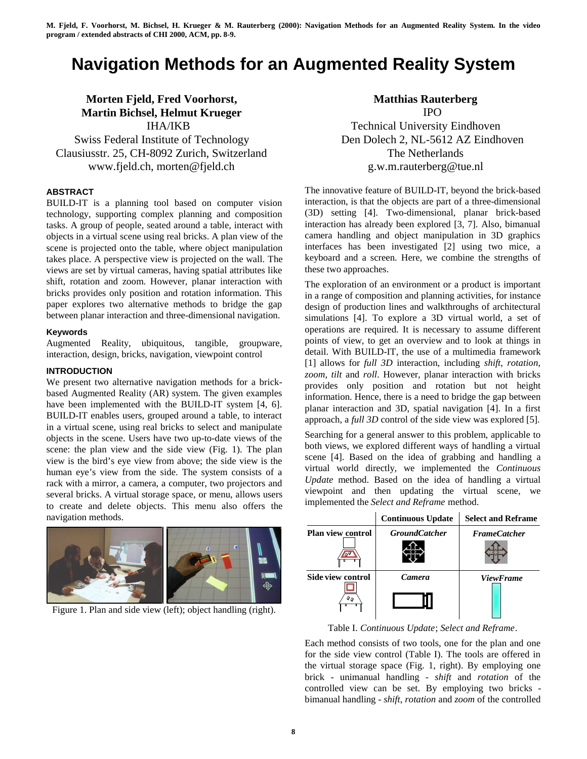M. Fjeld, F. Voorhorst, M. Bichsel, H. Krueger & M. Rauterberg (2000): Navigation Methods for an Augmented Reality System. In the video program / extended abstracts of CHI 2000, ACM, pp. 8-9.

# Navigation Methods for an Augmented Reality System

**Morten Fjeld, Fred Voorhorst, Martin Bichsel, Helmut Krueger**
IHA/IKB
Swiss Federal Institute of Technology
Clausiusstr. 25, CH-8092 Zurich, Switzerland
www.fjeld.ch, morten@fjeld.ch

**Matthias Rauterberg**
IPO
Technical University Eindhoven
Den Dolech 2, NL-5612 AZ Eindhoven
The Netherlands
g.w.m.rauterberg@tue.nl

## ABSTRACT

BUILD-IT is a planning tool based on computer vision technology, supporting complex planning and composition tasks. A group of people, seated around a table, interact with objects in a virtual scene using real bricks. A plan view of the scene is projected onto the table, where object manipulation takes place. A perspective view is projected on the wall. The views are set by virtual cameras, having spatial attributes like shift, rotation and zoom. However, planar interaction with bricks provides only position and rotation information. This paper explores two alternative methods to bridge the gap between planar interaction and three-dimensional navigation.

### Keywords

Augmented Reality, ubiquitous, tangible, groupware, interaction, design, bricks, navigation, viewpoint control

## INTRODUCTION

We present two alternative navigation methods for a brick-based Augmented Reality (AR) system. The given examples have been implemented with the BUILD-IT system [4, 6]. BUILD-IT enables users, grouped around a table, to interact in a virtual scene, using real bricks to select and manipulate objects in the scene. Users have two up-to-date views of the scene: the plan view and the side view (Fig. 1). The plan view is the bird's eye view from above; the side view is the human eye's view from the side. The system consists of a rack with a mirror, a camera, a computer, two projectors and several bricks. A virtual storage space, or menu, allows users to create and delete objects. This menu also offers the navigation methods.

Figure 1. Plan and side view (left); object handling (right).

The innovative feature of BUILD-IT, beyond the brick-based interaction, is that the objects are part of a three-dimensional (3D) setting [4]. Two-dimensional, planar brick-based interaction has already been explored [3, 7]. Also, bimanual camera handling and object manipulation in 3D graphics interfaces has been investigated [2] using two mice, a keyboard and a screen. Here, we combine the strengths of these two approaches.

The exploration of an environment or a product is important in a range of composition and planning activities, for instance design of production lines and walkthroughs of architectural simulations [4]. To explore a 3D virtual world, a set of operations are required. It is necessary to assume different points of view, to get an overview and to look at things in detail. With BUILD-IT, the use of a multimedia framework [1] allows for *full 3D* interaction, including *shift*, *rotation*, *zoom*, *tilt* and *roll*. However, planar interaction with bricks provides only position and rotation but not height information. Hence, there is a need to bridge the gap between planar interaction and 3D, spatial navigation [4]. In a first approach, a *full 3D* control of the side view was explored [5].

Searching for a general answer to this problem, applicable to both views, we explored different ways of handling a virtual scene [4]. Based on the idea of grabbing and handling a virtual world directly, we implemented the *Continuous Update* method. Based on the idea of handling a virtual viewpoint and then updating the virtual scene, we implemented the *Select and Reframe* method.

| | **Continuous Update** | **Select and Reframe** |
|---|---|---|
| **Plan view control** | ***GroundCatcher*** | ***FrameCatcher*** |
| **Side view control** | ***Camera*** | ***ViewFrame*** |

Table I. *Continuous Update*; *Select and Reframe*.

Each method consists of two tools, one for the plan and one for the side view control (Table I). The tools are offered in the virtual storage space (Fig. 1, right). By employing one brick - unimanual handling - *shift* and *rotation* of the controlled view can be set. By employing two bricks - bimanual handling - *shift*, *rotation* and *zoom* of the controlled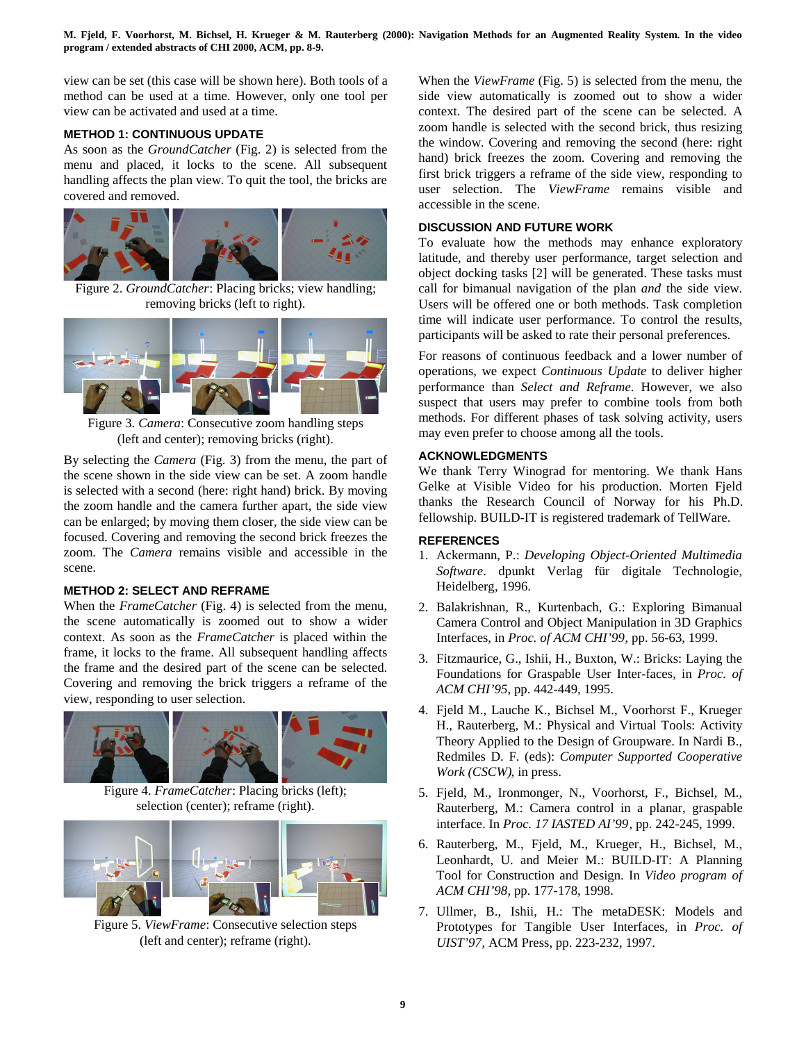view can be set (this case will be shown here). Both tools of a method can be used at a time. However, only one tool per view can be activated and used at a time.

### METHOD 1: CONTINUOUS UPDATE

As soon as the *GroundCatcher* (Fig. 2) is selected from the menu and placed, it locks to the scene. All subsequent handling affects the plan view. To quit the tool, the bricks are covered and removed.

Figure 2. *GroundCatcher*: Placing bricks; view handling; removing bricks (left to right).

Figure 3. *Camera*: Consecutive zoom handling steps (left and center); removing bricks (right).

By selecting the *Camera* (Fig. 3) from the menu, the part of the scene shown in the side view can be set. A zoom handle is selected with a second (here: right hand) brick. By moving the zoom handle and the camera further apart, the side view can be enlarged; by moving them closer, the side view can be focused. Covering and removing the second brick freezes the zoom. The *Camera* remains visible and accessible in the scene.

### METHOD 2: SELECT AND REFRAME

When the *FrameCatcher* (Fig. 4) is selected from the menu, the scene automatically is zoomed out to show a wider context. As soon as the *FrameCatcher* is placed within the frame, it locks to the frame. All subsequent handling affects the frame and the desired part of the scene can be selected. Covering and removing the brick triggers a reframe of the view, responding to user selection.

Figure 4. *FrameCatcher*: Placing bricks (left); selection (center); reframe (right).

Figure 5. *ViewFrame*: Consecutive selection steps (left and center); reframe (right).

When the *ViewFrame* (Fig. 5) is selected from the menu, the side view automatically is zoomed out to show a wider context. The desired part of the scene can be selected. A zoom handle is selected with the second brick, thus resizing the window. Covering and removing the second (here: right hand) brick freezes the zoom. Covering and removing the first brick triggers a reframe of the side view, responding to user selection. The *ViewFrame* remains visible and accessible in the scene.

### DISCUSSION AND FUTURE WORK

To evaluate how the methods may enhance exploratory latitude, and thereby user performance, target selection and object docking tasks [2] will be generated. These tasks must call for bimanual navigation of the plan *and* the side view. Users will be offered one or both methods. Task completion time will indicate user performance. To control the results, participants will be asked to rate their personal preferences.

For reasons of continuous feedback and a lower number of operations, we expect *Continuous Update* to deliver higher performance than *Select and Reframe*. However, we also suspect that users may prefer to combine tools from both methods. For different phases of task solving activity, users may even prefer to choose among all the tools.

### ACKNOWLEDGMENTS

We thank Terry Winograd for mentoring. We thank Hans Gelke at Visible Video for his production. Morten Fjeld thanks the Research Council of Norway for his Ph.D. fellowship. BUILD-IT is registered trademark of TellWare.

### REFERENCES

1. Ackermann, P.: *Developing Object-Oriented Multimedia Software*. dpunkt Verlag für digitale Technologie, Heidelberg, 1996.
2. Balakrishnan, R., Kurtenbach, G.: Exploring Bimanual Camera Control and Object Manipulation in 3D Graphics Interfaces, in *Proc. of ACM CHI'99*, pp. 56-63, 1999.
3. Fitzmaurice, G., Ishii, H., Buxton, W.: Bricks: Laying the Foundations for Graspable User Inter-faces, in *Proc. of ACM CHI'95*, pp. 442-449, 1995.
4. Fjeld M., Lauche K., Bichsel M., Voorhorst F., Krueger H., Rauterberg, M.: Physical and Virtual Tools: Activity Theory Applied to the Design of Groupware. In Nardi B., Redmiles D. F. (eds): *Computer Supported Cooperative Work (CSCW)*, in press.
5. Fjeld, M., Ironmonger, N., Voorhorst, F., Bichsel, M., Rauterberg, M.: Camera control in a planar, graspable interface. In *Proc. 17 IASTED AI'99*, pp. 242-245, 1999.
6. Rauterberg, M., Fjeld, M., Krueger, H., Bichsel, M., Leonhardt, U. and Meier M.: BUILD-IT: A Planning Tool for Construction and Design. In *Video program of ACM CHI'98*, pp. 177-178, 1998.
7. Ullmer, B., Ishii, H.: The metaDESK: Models and Prototypes for Tangible User Interfaces, in *Proc. of UIST'97*, ACM Press, pp. 223-232, 1997.